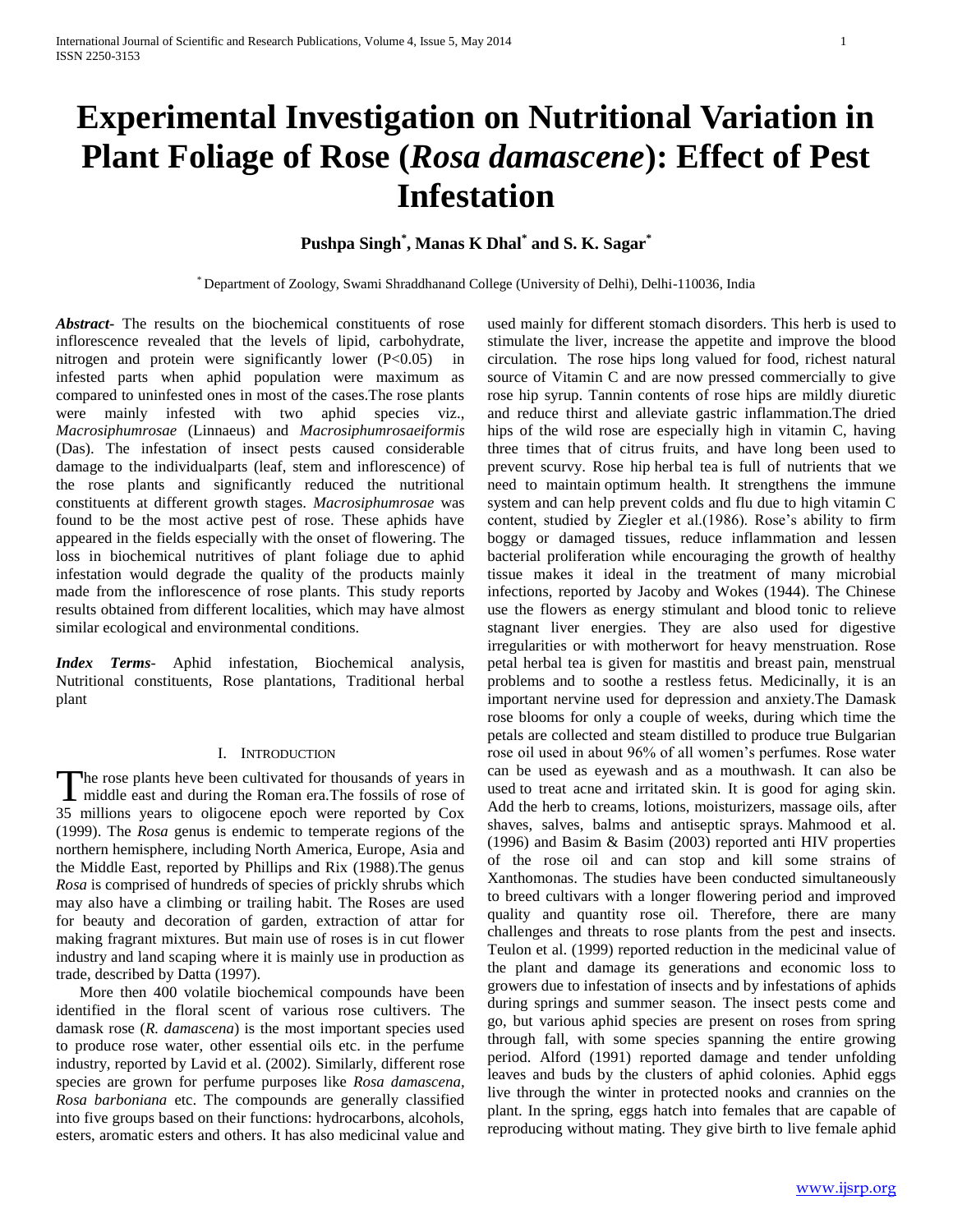# Experimental Investigation on Nutritional Variation in Plant Foliage of Rose (*Rosa damascene*): Effect of Pest Infestation

**Pushpa Singh[*], Manas K Dhal[*] and S. K. Sagar[*]**

[*] Department of Zoology, Swami Shraddhanand College (University of Delhi), Delhi-110036, India

***Abstract-*** The results on the biochemical constituents of rose inflorescence revealed that the levels of lipid, carbohydrate, nitrogen and protein were significantly lower ($P<0.05$) in infested parts when aphid population were maximum as compared to uninfested ones in most of the cases.The rose plants were mainly infested with two aphid species viz., *Macrosiphumrosae* (Linnaeus) and *Macrosiphumrosaeiformis* (Das). The infestation of insect pests caused considerable damage to the individualparts (leaf, stem and inflorescence) of the rose plants and significantly reduced the nutritional constituents at different growth stages. *Macrosiphumrosae* was found to be the most active pest of rose. These aphids have appeared in the fields especially with the onset of flowering. The loss in biochemical nutritives of plant foliage due to aphid infestation would degrade the quality of the products mainly made from the inflorescence of rose plants. This study reports results obtained from different localities, which may have almost similar ecological and environmental conditions.

***Index Terms-*** Aphid infestation, Biochemical analysis, Nutritional constituents, Rose plantations, Traditional herbal plant

## I. Introduction

The rose plants heve been cultivated for thousands of years in middle east and during the Roman era.The fossils of rose of 35 millions years to oligocene epoch were reported by Cox (1999). The *Rosa* genus is endemic to temperate regions of the northern hemisphere, including North America, Europe, Asia and the Middle East, reported by Phillips and Rix (1988).The genus *Rosa* is comprised of hundreds of species of prickly shrubs which may also have a climbing or trailing habit. The Roses are used for beauty and decoration of garden, extraction of attar for making fragrant mixtures. But main use of roses is in cut flower industry and land scaping where it is mainly use in production as trade, described by Datta (1997).

More then 400 volatile biochemical compounds have been identified in the floral scent of various rose cultivers. The damask rose (*R. damascena*) is the most important species used to produce rose water, other essential oils etc. in the perfume industry, reported by Lavid et al. (2002). Similarly, different rose species are grown for perfume purposes like *Rosa damascena, Rosa barboniana* etc. The compounds are generally classified into five groups based on their functions: hydrocarbons, alcohols, esters, aromatic esters and others. It has also medicinal value and used mainly for different stomach disorders. This herb is used to stimulate the liver, increase the appetite and improve the blood circulation. The rose hips long valued for food, richest natural source of Vitamin C and are now pressed commercially to give rose hip syrup. Tannin contents of rose hips are mildly diuretic and reduce thirst and alleviate gastric inflammation.The dried hips of the wild rose are especially high in vitamin C, having three times that of citrus fruits, and have long been used to prevent scurvy. Rose hip herbal tea is full of nutrients that we need to maintain optimum health. It strengthens the immune system and can help prevent colds and flu due to high vitamin C content, studied by Ziegler et al.(1986). Rose's ability to firm boggy or damaged tissues, reduce inflammation and lessen bacterial proliferation while encouraging the growth of healthy tissue makes it ideal in the treatment of many microbial infections, reported by Jacoby and Wokes (1944). The Chinese use the flowers as energy stimulant and blood tonic to relieve stagnant liver energies. They are also used for digestive irregularities or with motherwort for heavy menstruation. Rose petal herbal tea is given for mastitis and breast pain, menstrual problems and to soothe a restless fetus. Medicinally, it is an important nervine used for depression and anxiety.The Damask rose blooms for only a couple of weeks, during which time the petals are collected and steam distilled to produce true Bulgarian rose oil used in about 96% of all women's perfumes. Rose water can be used as eyewash and as a mouthwash. It can also be used to treat acne and irritated skin. It is good for aging skin. Add the herb to creams, lotions, moisturizers, massage oils, after shaves, salves, balms and antiseptic sprays. Mahmood et al. (1996) and Basim & Basim (2003) reported anti HIV properties of the rose oil and can stop and kill some strains of Xanthomonas. The studies have been conducted simultaneously to breed cultivars with a longer flowering period and improved quality and quantity rose oil. Therefore, there are many challenges and threats to rose plants from the pest and insects. Teulon et al. (1999) reported reduction in the medicinal value of the plant and damage its generations and economic loss to growers due to infestation of insects and by infestations of aphids during springs and summer season. The insect pests come and go, but various aphid species are present on roses from spring through fall, with some species spanning the entire growing period. Alford (1991) reported damage and tender unfolding leaves and buds by the clusters of aphid colonies. Aphid eggs live through the winter in protected nooks and crannies on the plant. In the spring, eggs hatch into females that are capable of reproducing without mating. They give birth to live female aphid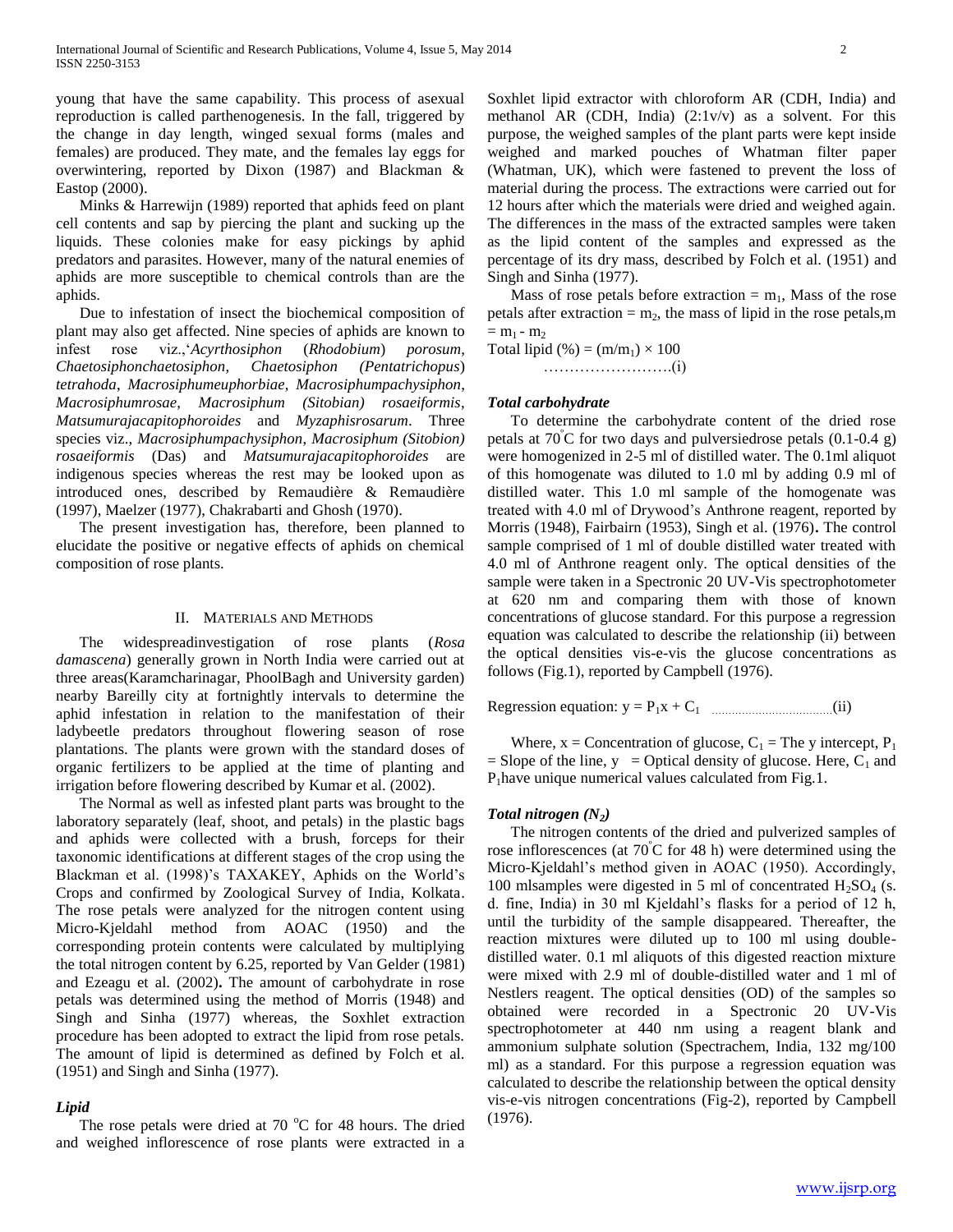young that have the same capability. This process of asexual reproduction is called parthenogenesis. In the fall, triggered by the change in day length, winged sexual forms (males and females) are produced. They mate, and the females lay eggs for overwintering, reported by Dixon (1987) and Blackman & Eastop (2000).

Minks & Harrewijn (1989) reported that aphids feed on plant cell contents and sap by piercing the plant and sucking up the liquids. These colonies make for easy pickings by aphid predators and parasites. However, many of the natural enemies of aphids are more susceptible to chemical controls than are the aphids.

Due to infestation of insect the biochemical composition of plant may also get affected. Nine species of aphids are known to infest rose viz.,'*Acyrthosiphon* (*Rhodobium*) *porosum*, *Chaetosiphonchaetosiphon*, *Chaetosiphon* (*Pentatrichopus*) *tetrahoda*, *Macrosiphumeuphorbiae*, *Macrosiphumpachysiphon*, *Macrosiphumrosae*, *Macrosiphum (Sitobian) rosaeiformis*, *Matsumurajacapitophoroides* and *Myzaphisrosarum*. Three species viz., *Macrosiphumpachysiphon*, *Macrosiphum (Sitobion) rosaeiformis* (Das) and *Matsumurajacapitophoroides* are indigenous species whereas the rest may be looked upon as introduced ones, described by Remaudière & Remaudière (1997), Maelzer (1977), Chakrabarti and Ghosh (1970).

The present investigation has, therefore, been planned to elucidate the positive or negative effects of aphids on chemical composition of rose plants.

## II. Materials and Methods

The widespreadinvestigation of rose plants (*Rosa damascena*) generally grown in North India were carried out at three areas(Karamcharinagar, PhoolBagh and University garden) nearby Bareilly city at fortnightly intervals to determine the aphid infestation in relation to the manifestation of their ladybeetle predators throughout flowering season of rose plantations. The plants were grown with the standard doses of organic fertilizers to be applied at the time of planting and irrigation before flowering described by Kumar et al. (2002).

The Normal as well as infested plant parts was brought to the laboratory separately (leaf, shoot, and petals) in the plastic bags and aphids were collected with a brush, forceps for their taxonomic identifications at different stages of the crop using the Blackman et al. (1998)'s TAXAKEY, Aphids on the World's Crops and confirmed by Zoological Survey of India, Kolkata. The rose petals were analyzed for the nitrogen content using Micro-Kjeldahl method from AOAC (1950) and the corresponding protein contents were calculated by multiplying the total nitrogen content by 6.25, reported by Van Gelder (1981) and Ezeagu et al. (2002)**.** The amount of carbohydrate in rose petals was determined using the method of Morris (1948) and Singh and Sinha (1977) whereas, the Soxhlet extraction procedure has been adopted to extract the lipid from rose petals. The amount of lipid is determined as defined by Folch et al. (1951) and Singh and Sinha (1977).

### *Lipid*

The rose petals were dried at 70 $^{o}$C for 48 hours. The dried and weighed inflorescence of rose plants were extracted in a Soxhlet lipid extractor with chloroform AR (CDH, India) and methanol AR (CDH, India) (2:1v/v) as a solvent. For this purpose, the weighed samples of the plant parts were kept inside weighed and marked pouches of Whatman filter paper (Whatman, UK), which were fastened to prevent the loss of material during the process. The extractions were carried out for 12 hours after which the materials were dried and weighed again. The differences in the mass of the extracted samples were taken as the lipid content of the samples and expressed as the percentage of its dry mass, described by Folch et al. (1951) and Singh and Sinha (1977).

Mass of rose petals before extraction = $m_1$, Mass of the rose petals after extraction = $m_2$, the mass of lipid in the rose petals,m = $m_1 - m_2$

Total lipid (%) = $(m/m_1) \times 100$ …………………….(i)

### *Total carbohydrate*

To determine the carbohydrate content of the dried rose petals at 70°C for two days and pulversiedrose petals (0.1-0.4 g) were homogenized in 2-5 ml of distilled water. The 0.1ml aliquot of this homogenate was diluted to 1.0 ml by adding 0.9 ml of distilled water. This 1.0 ml sample of the homogenate was treated with 4.0 ml of Drywood's Anthrone reagent, reported by Morris (1948), Fairbairn (1953), Singh et al. (1976)**.** The control sample comprised of 1 ml of double distilled water treated with 4.0 ml of Anthrone reagent only. The optical densities of the sample were taken in a Spectronic 20 UV-Vis spectrophotometer at 620 nm and comparing them with those of known concentrations of glucose standard. For this purpose a regression equation was calculated to describe the relationship (ii) between the optical densities vis-e-vis the glucose concentrations as follows (Fig.1), reported by Campbell (1976).

Regression equation: $y = P_1x + C_1$ ……………………………(ii)

Where, x = Concentration of glucose, $C_1$ = The y intercept, $P_1$ = Slope of the line, y = Optical density of glucose. Here, $C_1$ and $P_1$have unique numerical values calculated from Fig.1.

### *Total nitrogen ($N_2$)*

The nitrogen contents of the dried and pulverized samples of rose inflorescences (at 70°C for 48 h) were determined using the Micro-Kjeldahl's method given in AOAC (1950). Accordingly, 100 mlsamples were digested in 5 ml of concentrated $H_2SO_4$ (s. d. fine, India) in 30 ml Kjeldahl's flasks for a period of 12 h, until the turbidity of the sample disappeared. Thereafter, the reaction mixtures were diluted up to 100 ml using double-distilled water. 0.1 ml aliquots of this digested reaction mixture were mixed with 2.9 ml of double-distilled water and 1 ml of Nestlers reagent. The optical densities (OD) of the samples so obtained were recorded in a Spectronic 20 UV-Vis spectrophotometer at 440 nm using a reagent blank and ammonium sulphate solution (Spectrachem, India, 132 mg/100 ml) as a standard. For this purpose a regression equation was calculated to describe the relationship between the optical density vis-e-vis nitrogen concentrations (Fig-2), reported by Campbell (1976).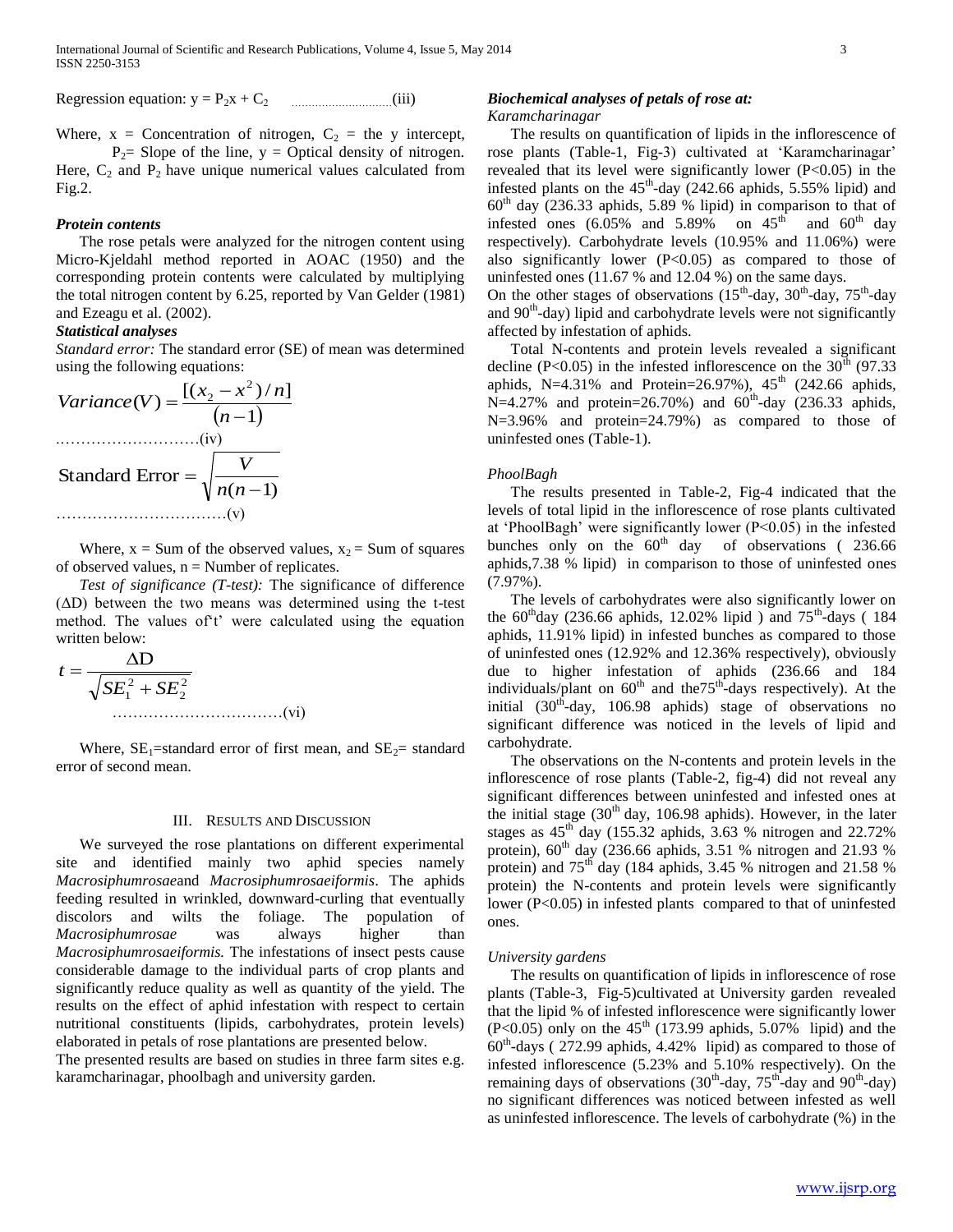Regression equation: $y = P_2x + C_2$ ……………………………(iii)

Where, x = Concentration of nitrogen, $C_2$ = the y intercept, $P_2$= Slope of the line, y = Optical density of nitrogen. Here, $C_2$ and $P_2$ have unique numerical values calculated from Fig.2.

### *Protein contents*

The rose petals were analyzed for the nitrogen content using Micro-Kjeldahl method reported in AOAC (1950) and the corresponding protein contents were calculated by multiplying the total nitrogen content by 6.25, reported by Van Gelder (1981) and Ezeagu et al. (2002).

### *Statistical analyses*

*Standard error:* The standard error (SE) of mean was determined using the following equations:

$$Variance(V) = \frac{[(x_2 - x^2)/n]}{(n-1)}$$

……………………….(iv)

$$\text{Standard Error} = \sqrt{\frac{V}{n(n-1)}}$$

……………………………(v)

Where, x = Sum of the observed values, $x_2$ = Sum of squares of observed values, n = Number of replicates.

*Test of significance (T-test):* The significance of difference (ΔD) between the two means was determined using the t-test method. The values of't' were calculated using the equation written below:

$$t = \frac{\Delta D}{\sqrt{SE_1^2 + SE_2^2}}$$

……………………………(vi)

Where, $SE_1$=standard error of first mean, and $SE_2$= standard error of second mean.

## III. Results and Discussion

We surveyed the rose plantations on different experimental site and identified mainly two aphid species namely *Macrosiphumrosae*and *Macrosiphumrosaeiformis*. The aphids feeding resulted in wrinkled, downward-curling that eventually discolors and wilts the foliage. The population of *Macrosiphumrosae* was always higher than *Macrosiphumrosaeiformis.* The infestations of insect pests cause considerable damage to the individual parts of crop plants and significantly reduce quality as well as quantity of the yield. The results on the effect of aphid infestation with respect to certain nutritional constituents (lipids, carbohydrates, protein levels) elaborated in petals of rose plantations are presented below.

The presented results are based on studies in three farm sites e.g. karamcharinagar, phoolbagh and university garden.

### *Biochemical analyses of petals of rose at:*

*Karamcharinagar*

The results on quantification of lipids in the inflorescence of rose plants (Table-1, Fig-3) cultivated at 'Karamcharinagar' revealed that its level were significantly lower (P<0.05) in the infested plants on the 45th-day (242.66 aphids, 5.55% lipid) and 60th day (236.33 aphids, 5.89 % lipid) in comparison to that of infested ones (6.05% and 5.89% on 45th and 60th day respectively). Carbohydrate levels (10.95% and 11.06%) were also significantly lower (P<0.05) as compared to those of uninfested ones (11.67 % and 12.04 %) on the same days.

On the other stages of observations (15th-day, 30th-day, 75th-day and 90th-day) lipid and carbohydrate levels were not significantly affected by infestation of aphids.

Total N-contents and protein levels revealed a significant decline (P<0.05) in the infested inflorescence on the 30th (97.33 aphids, N=4.31% and Protein=26.97%), 45th (242.66 aphids, N=4.27% and protein=26.70%) and 60th-day (236.33 aphids, N=3.96% and protein=24.79%) as compared to those of uninfested ones (Table-1).

*PhoolBagh*

The results presented in Table-2, Fig-4 indicated that the levels of total lipid in the inflorescence of rose plants cultivated at 'PhoolBagh' were significantly lower (P<0.05) in the infested bunches only on the 60th day of observations ( 236.66 aphids,7.38 % lipid) in comparison to those of uninfested ones (7.97%).

The levels of carbohydrates were also significantly lower on the 60thday (236.66 aphids, 12.02% lipid ) and 75th-days ( 184 aphids, 11.91% lipid) in infested bunches as compared to those of uninfested ones (12.92% and 12.36% respectively), obviously due to higher infestation of aphids (236.66 and 184 individuals/plant on 60th and the75th-days respectively). At the initial (30th-day, 106.98 aphids) stage of observations no significant difference was noticed in the levels of lipid and carbohydrate.

The observations on the N-contents and protein levels in the inflorescence of rose plants (Table-2, fig-4) did not reveal any significant differences between uninfested and infested ones at the initial stage (30th day, 106.98 aphids). However, in the later stages as 45th day (155.32 aphids, 3.63 % nitrogen and 22.72% protein), 60th day (236.66 aphids, 3.51 % nitrogen and 21.93 % protein) and 75th day (184 aphids, 3.45 % nitrogen and 21.58 % protein) the N-contents and protein levels were significantly lower (P<0.05) in infested plants compared to that of uninfested ones.

*University gardens*

The results on quantification of lipids in inflorescence of rose plants (Table-3, Fig-5)cultivated at University garden revealed that the lipid % of infested inflorescence were significantly lower (P<0.05) only on the 45th (173.99 aphids, 5.07% lipid) and the 60th-days ( 272.99 aphids, 4.42% lipid) as compared to those of infested inflorescence (5.23% and 5.10% respectively). On the remaining days of observations (30th-day, 75th-day and 90th-day) no significant differences was noticed between infested as well as uninfested inflorescence. The levels of carbohydrate (%) in the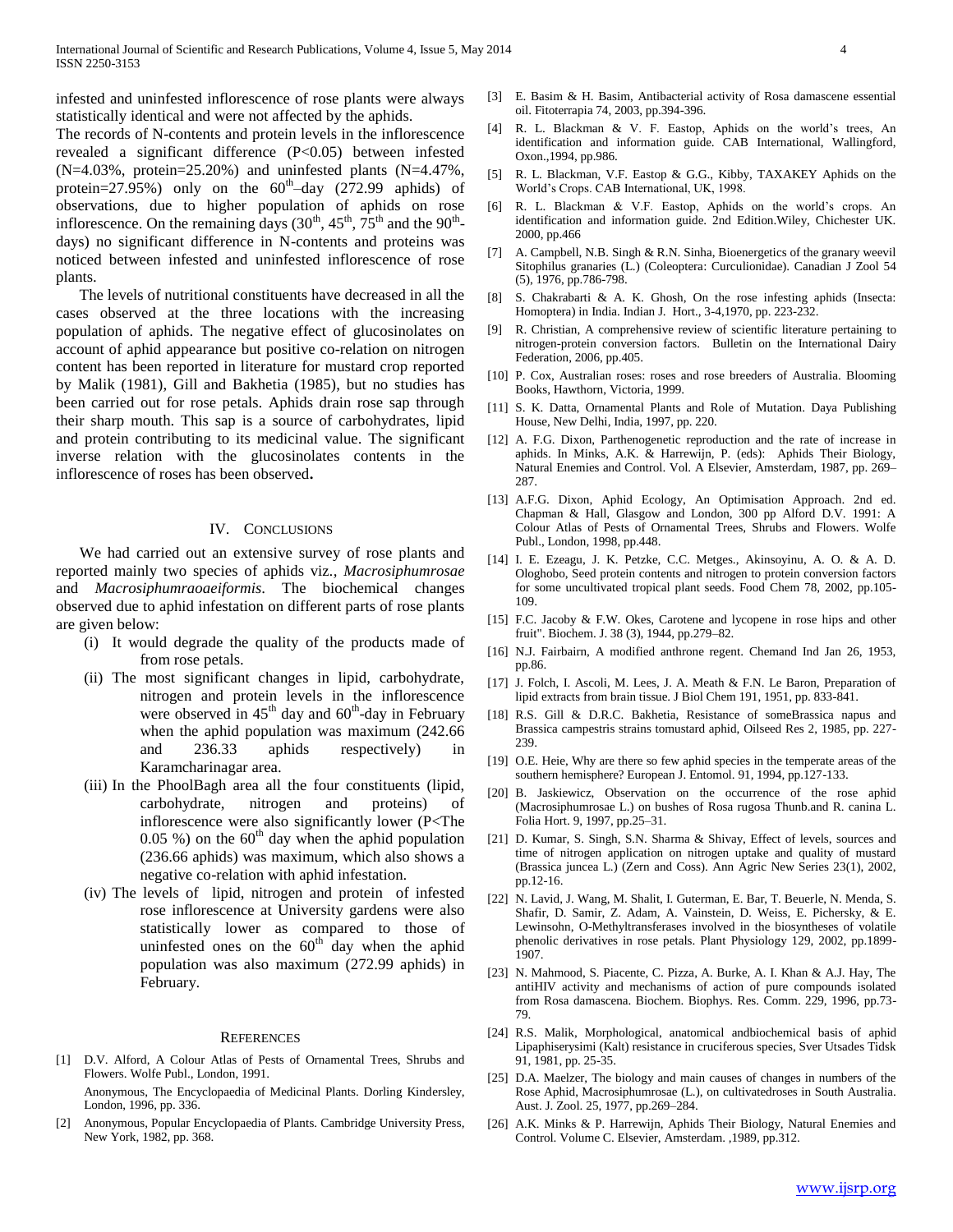infested and uninfested inflorescence of rose plants were always statistically identical and were not affected by the aphids.

The records of N-contents and protein levels in the inflorescence revealed a significant difference ($P<0.05$) between infested (N=4.03%, protein=25.20%) and uninfested plants (N=4.47%, protein=27.95%) only on the $60^{th}$–day (272.99 aphids) of observations, due to higher population of aphids on rose inflorescence. On the remaining days ($30^{th}$, $45^{th}$, $75^{th}$ and the $90^{th}$-days) no significant difference in N-contents and proteins was noticed between infested and uninfested inflorescence of rose plants.

The levels of nutritional constituents have decreased in all the cases observed at the three locations with the increasing population of aphids. The negative effect of glucosinolates on account of aphid appearance but positive co-relation on nitrogen content has been reported in literature for mustard crop reported by Malik (1981), Gill and Bakhetia (1985), but no studies has been carried out for rose petals. Aphids drain rose sap through their sharp mouth. This sap is a source of carbohydrates, lipid and protein contributing to its medicinal value. The significant inverse relation with the glucosinolates contents in the inflorescence of roses has been observed**.**

## IV. Conclusions

We had carried out an extensive survey of rose plants and reported mainly two species of aphids viz., *Macrosiphumrosae* and *Macrosiphumraoaeiformis*. The biochemical changes observed due to aphid infestation on different parts of rose plants are given below:

(i) It would degrade the quality of the products made of from rose petals.

(ii) The most significant changes in lipid, carbohydrate, nitrogen and protein levels in the inflorescence were observed in $45^{th}$ day and $60^{th}$-day in February when the aphid population was maximum (242.66 and 236.33 aphids respectively) in Karamcharinagar area.

(iii) In the PhoolBagh area all the four constituents (lipid, carbohydrate, nitrogen and proteins) of inflorescence were also significantly lower (P<The 0.05 %) on the $60^{th}$ day when the aphid population (236.66 aphids) was maximum, which also shows a negative co-relation with aphid infestation.

(iv) The levels of lipid, nitrogen and protein of infested rose inflorescence at University gardens were also statistically lower as compared to those of uninfested ones on the $60^{th}$ day when the aphid population was also maximum (272.99 aphids) in February.

## References

[1] D.V. Alford, A Colour Atlas of Pests of Ornamental Trees, Shrubs and Flowers. Wolfe Publ., London, 1991.
Anonymous, The Encyclopaedia of Medicinal Plants. Dorling Kindersley, London, 1996, pp. 336.

[2] Anonymous, Popular Encyclopaedia of Plants. Cambridge University Press, New York, 1982, pp. 368.

[3] E. Basim & H. Basim, Antibacterial activity of Rosa damascene essential oil. Fitoterrapia 74, 2003, pp.394-396.

[4] R. L. Blackman & V. F. Eastop, Aphids on the world's trees, An identification and information guide. CAB International, Wallingford, Oxon.,1994, pp.986.

[5] R. L. Blackman, V.F. Eastop & G.G., Kibby, TAXAKEY Aphids on the World's Crops. CAB International, UK, 1998.

[6] R. L. Blackman & V.F. Eastop, Aphids on the world's crops. An identification and information guide. 2nd Edition.Wiley, Chichester UK. 2000, pp.466

[7] A. Campbell, N.B. Singh & R.N. Sinha, Bioenergetics of the granary weevil Sitophilus granaries (L.) (Coleoptera: Curculionidae). Canadian J Zool 54 (5), 1976, pp.786-798.

[8] S. Chakrabarti & A. K. Ghosh, On the rose infesting aphids (Insecta: Homoptera) in India. Indian J. Hort., 3-4,1970, pp. 223-232.

[9] R. Christian, A comprehensive review of scientific literature pertaining to nitrogen-protein conversion factors. Bulletin on the International Dairy Federation, 2006, pp.405.

[10] P. Cox, Australian roses: roses and rose breeders of Australia. Blooming Books, Hawthorn, Victoria, 1999.

[11] S. K. Datta, Ornamental Plants and Role of Mutation. Daya Publishing House, New Delhi, India, 1997, pp. 220.

[12] A. F.G. Dixon, Parthenogenetic reproduction and the rate of increase in aphids. In Minks, A.K. & Harrewijn, P. (eds): Aphids Their Biology, Natural Enemies and Control. Vol. A Elsevier, Amsterdam, 1987, pp. 269–287.

[13] A.F.G. Dixon, Aphid Ecology, An Optimisation Approach. 2nd ed. Chapman & Hall, Glasgow and London, 300 pp Alford D.V. 1991: A Colour Atlas of Pests of Ornamental Trees, Shrubs and Flowers. Wolfe Publ., London, 1998, pp.448.

[14] I. E. Ezeagu, J. K. Petzke, C.C. Metges., Akinsoyinu, A. O. & A. D. Ologhobo, Seed protein contents and nitrogen to protein conversion factors for some uncultivated tropical plant seeds. Food Chem 78, 2002, pp.105-109.

[15] F.C. Jacoby & F.W. Okes, Carotene and lycopene in rose hips and other fruit". Biochem. J. 38 (3), 1944, pp.279–82.

[16] N.J. Fairbairn, A modified anthrone regent. Chemand Ind Jan 26, 1953, pp.86.

[17] J. Folch, I. Ascoli, M. Lees, J. A. Meath & F.N. Le Baron, Preparation of lipid extracts from brain tissue. J Biol Chem 191, 1951, pp. 833-841.

[18] R.S. Gill & D.R.C. Bakhetia, Resistance of someBrassica napus and Brassica campestris strains tomustard aphid, Oilseed Res 2, 1985, pp. 227-239.

[19] O.E. Heie, Why are there so few aphid species in the temperate areas of the southern hemisphere? European J. Entomol. 91, 1994, pp.127-133.

[20] B. Jaskiewicz, Observation on the occurrence of the rose aphid (Macrosiphumrosae L.) on bushes of Rosa rugosa Thunb.and R. canina L. Folia Hort. 9, 1997, pp.25–31.

[21] D. Kumar, S. Singh, S.N. Sharma & Shivay, Effect of levels, sources and time of nitrogen application on nitrogen uptake and quality of mustard (Brassica juncea L.) (Zern and Coss). Ann Agric New Series 23(1), 2002, pp.12-16.

[22] N. Lavid, J. Wang, M. Shalit, I. Guterman, E. Bar, T. Beuerle, N. Menda, S. Shafir, D. Samir, Z. Adam, A. Vainstein, D. Weiss, E. Pichersky, & E. Lewinsohn, O-Methyltransferases involved in the biosyntheses of volatile phenolic derivatives in rose petals. Plant Physiology 129, 2002, pp.1899-1907.

[23] N. Mahmood, S. Piacente, C. Pizza, A. Burke, A. I. Khan & A.J. Hay, The antiHIV activity and mechanisms of action of pure compounds isolated from Rosa damascena. Biochem. Biophys. Res. Comm. 229, 1996, pp.73-79.

[24] R.S. Malik, Morphological, anatomical andbiochemical basis of aphid Lipaphiserysimi (Kalt) resistance in cruciferous species, Sver Utsades Tidsk 91, 1981, pp. 25-35.

[25] D.A. Maelzer, The biology and main causes of changes in numbers of the Rose Aphid, Macrosiphumrosae (L.), on cultivatedroses in South Australia. Aust. J. Zool. 25, 1977, pp.269–284.

[26] A.K. Minks & P. Harrewijn, Aphids Their Biology, Natural Enemies and Control. Volume C. Elsevier, Amsterdam. ,1989, pp.312.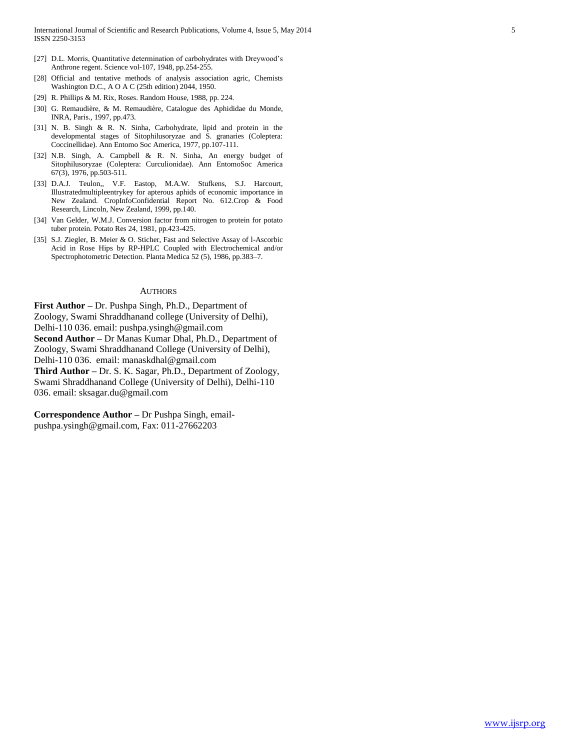[27] D.L. Morris, Quantitative determination of carbohydrates with Dreywood's Anthrone regent. Science vol-107, 1948, pp.254-255.

[28] Official and tentative methods of analysis association agric, Chemists Washington D.C., A O A C (25th edition) 2044, 1950.

[29] R. Phillips & M. Rix, Roses. Random House, 1988, pp. 224.

[30] G. Remaudière, & M. Remaudière, Catalogue des Aphididae du Monde, INRA, Paris., 1997, pp.473.

[31] N. B. Singh & R. N. Sinha, Carbohydrate, lipid and protein in the developmental stages of Sitophilusoryzae and S. granaries (Coleptera: Coccinellidae). Ann Entomo Soc America, 1977, pp.107-111.

[32] N.B. Singh, A. Campbell & R. N. Sinha, An energy budget of Sitophilusoryzae (Coleptera: Curculionidae). Ann EntomoSoc America 67(3), 1976, pp.503-511.

[33] D.A.J. Teulon,, V.F. Eastop, M.A.W. Stufkens, S.J. Harcourt, Illustratedmultipleentrykey for apterous aphids of economic importance in New Zealand. CropInfoConfidential Report No. 612.Crop & Food Research, Lincoln, New Zealand, 1999, pp.140.

[34] Van Gelder, W.M.J. Conversion factor from nitrogen to protein for potato tuber protein. Potato Res 24, 1981, pp.423-425.

[35] S.J. Ziegler, B. Meier & O. Sticher, Fast and Selective Assay of l-Ascorbic Acid in Rose Hips by RP-HPLC Coupled with Electrochemical and/or Spectrophotometric Detection. Planta Medica 52 (5), 1986, pp.383–7.

## AUTHORS

**First Author** – Dr. Pushpa Singh, Ph.D., Department of Zoology, Swami Shraddhanand college (University of Delhi), Delhi-110 036. email: pushpa.ysingh@gmail.com

**Second Author** – Dr Manas Kumar Dhal, Ph.D., Department of Zoology, Swami Shraddhanand College (University of Delhi), Delhi-110 036. email: manaskdhal@gmail.com

**Third Author** – Dr. S. K. Sagar, Ph.D., Department of Zoology, Swami Shraddhanand College (University of Delhi), Delhi-110 036. email: sksagar.du@gmail.com

**Correspondence Author** – Dr Pushpa Singh, email-pushpa.ysingh@gmail.com, Fax: 011-27662203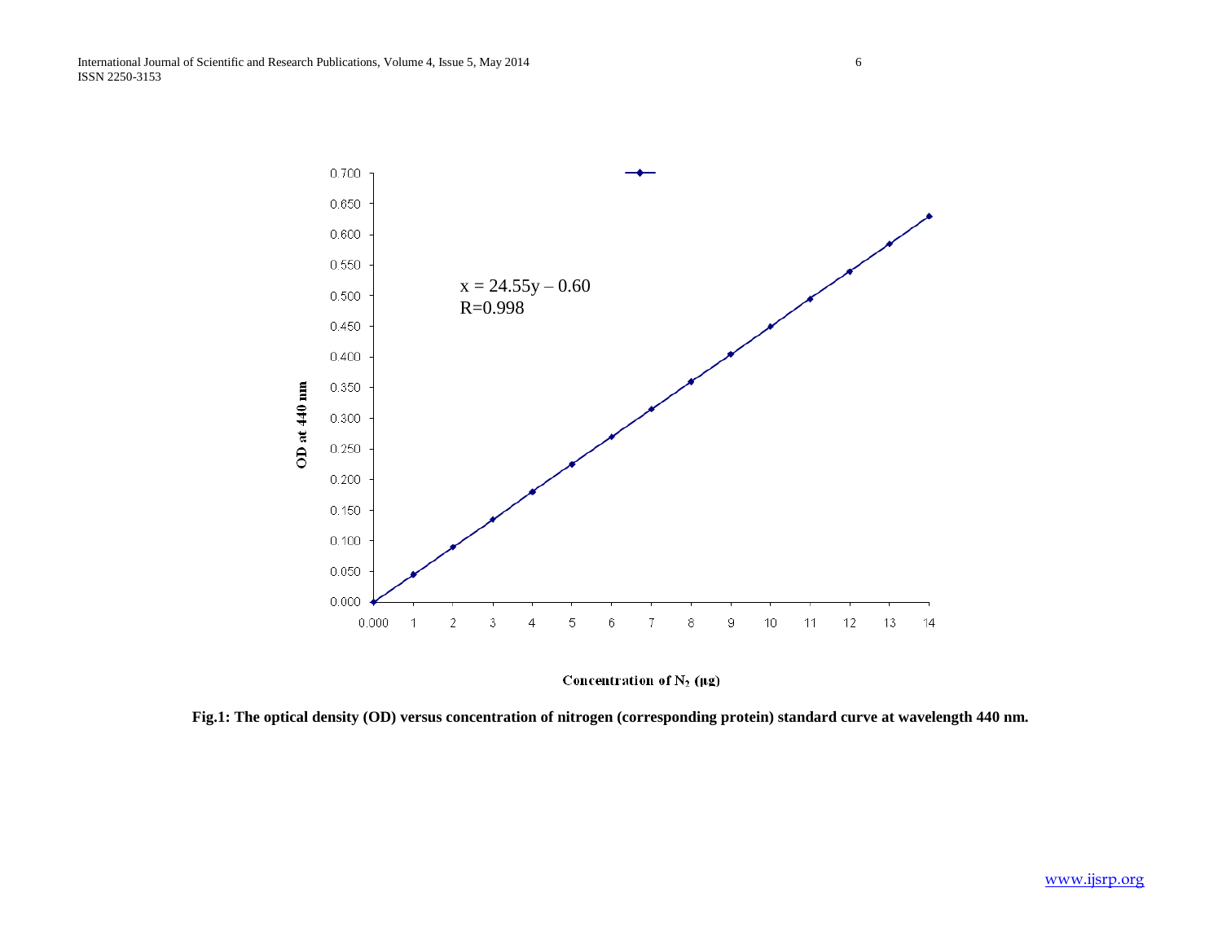x = 24.55y – 0.60

R=0.998

**Fig.1: The optical density (OD) versus concentration of nitrogen (corresponding protein) standard curve at wavelength 440 nm.**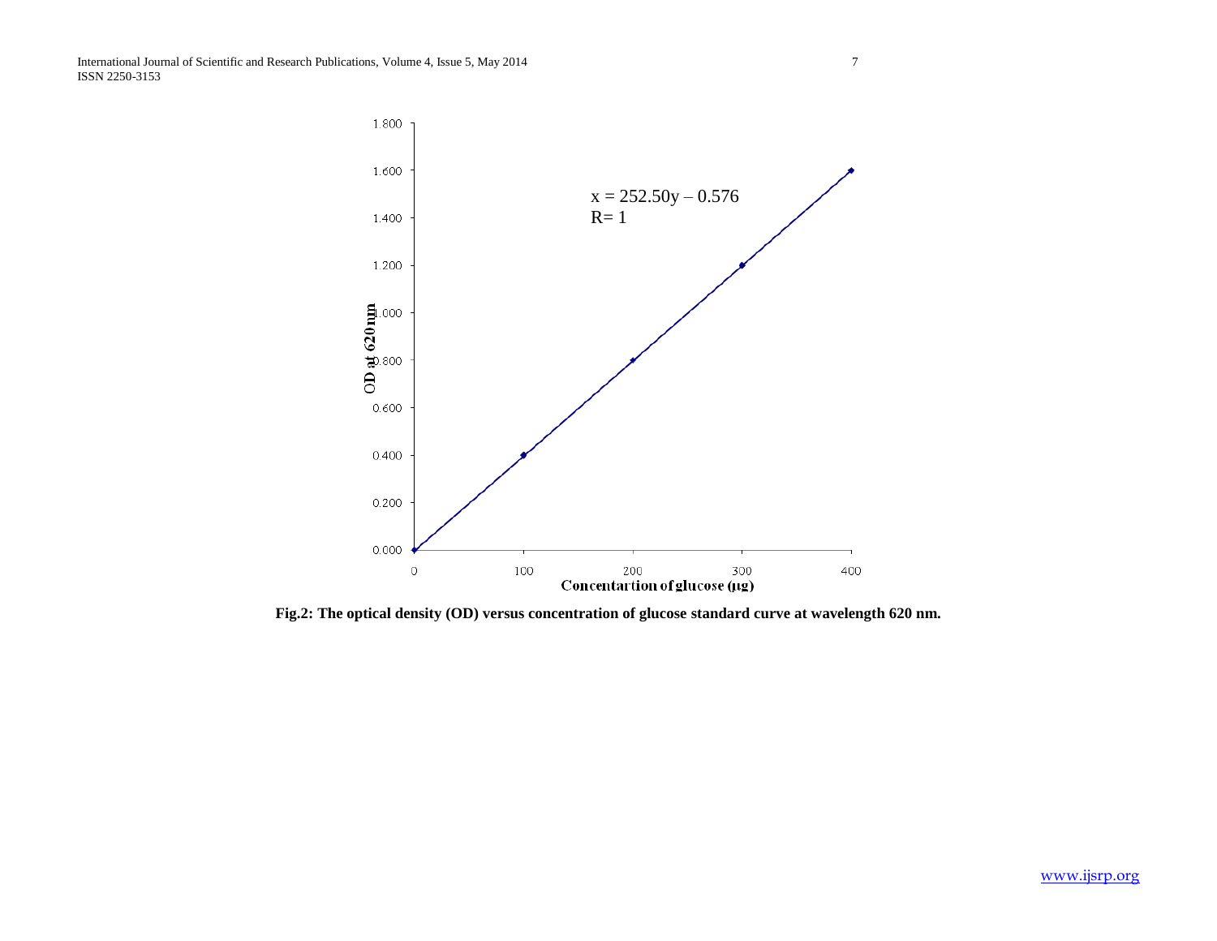x = 252.50y – 0.576

R= 1

**Fig.2: The optical density (OD) versus concentration of glucose standard curve at wavelength 620 nm.**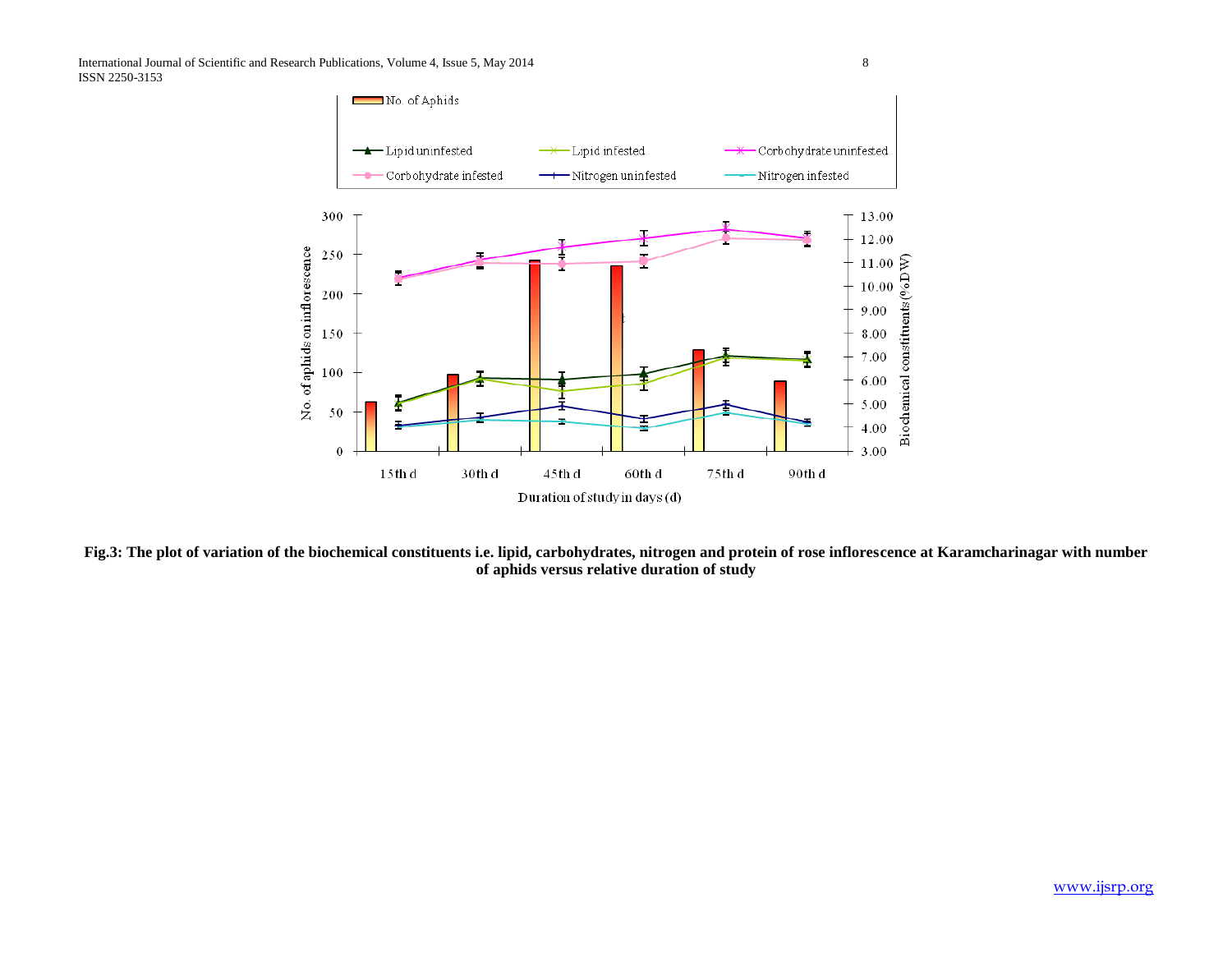**Fig.3: The plot of variation of the biochemical constituents i.e. lipid, carbohydrates, nitrogen and protein of rose inflorescence at Karamcharinagar with number of aphids versus relative duration of study**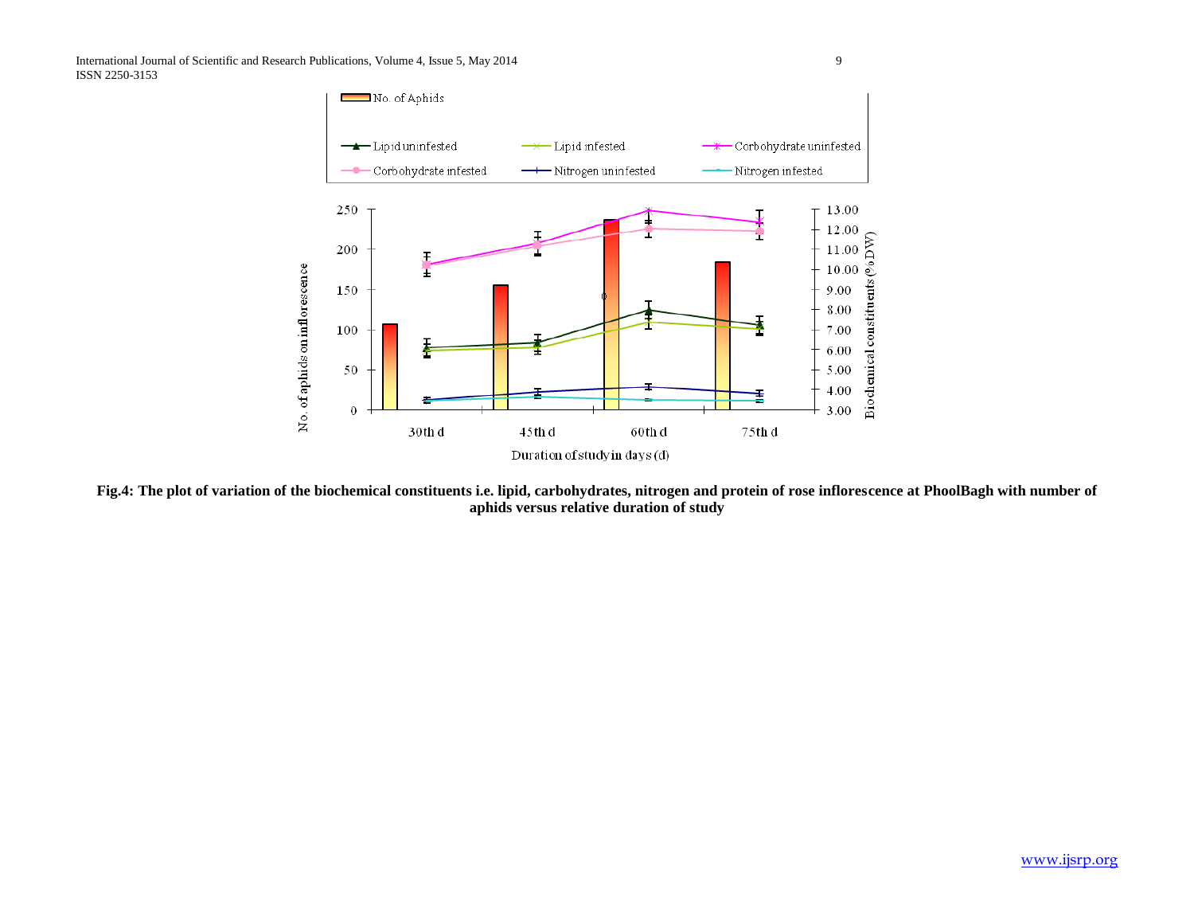Fig.4: The plot of variation of the biochemical constituents i.e. lipid, carbohydrates, nitrogen and protein of rose inflorescence at PhoolBagh with number of aphids versus relative duration of study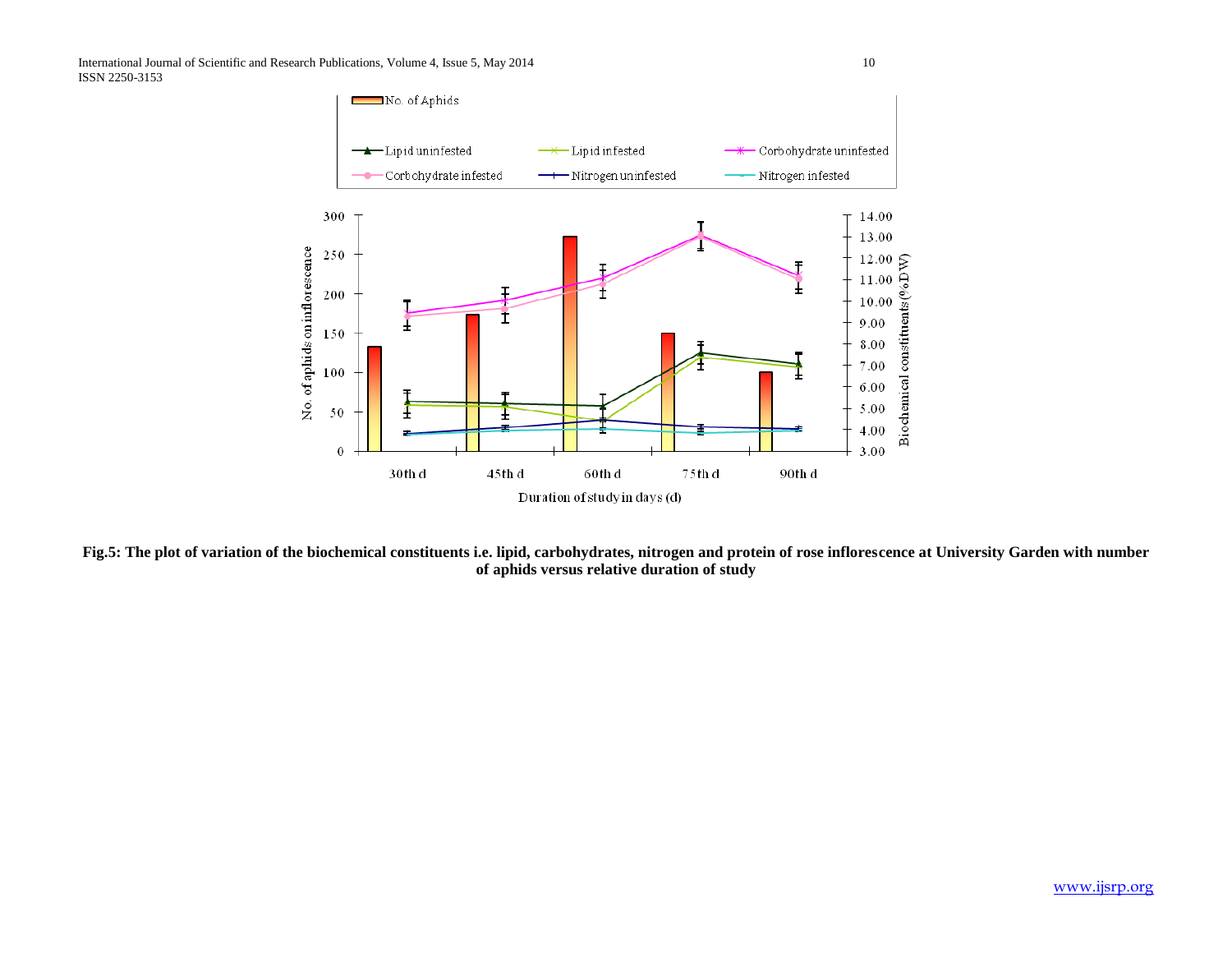**Fig.5: The plot of variation of the biochemical constituents i.e. lipid, carbohydrates, nitrogen and protein of rose inflorescence at University Garden with number of aphids versus relative duration of study**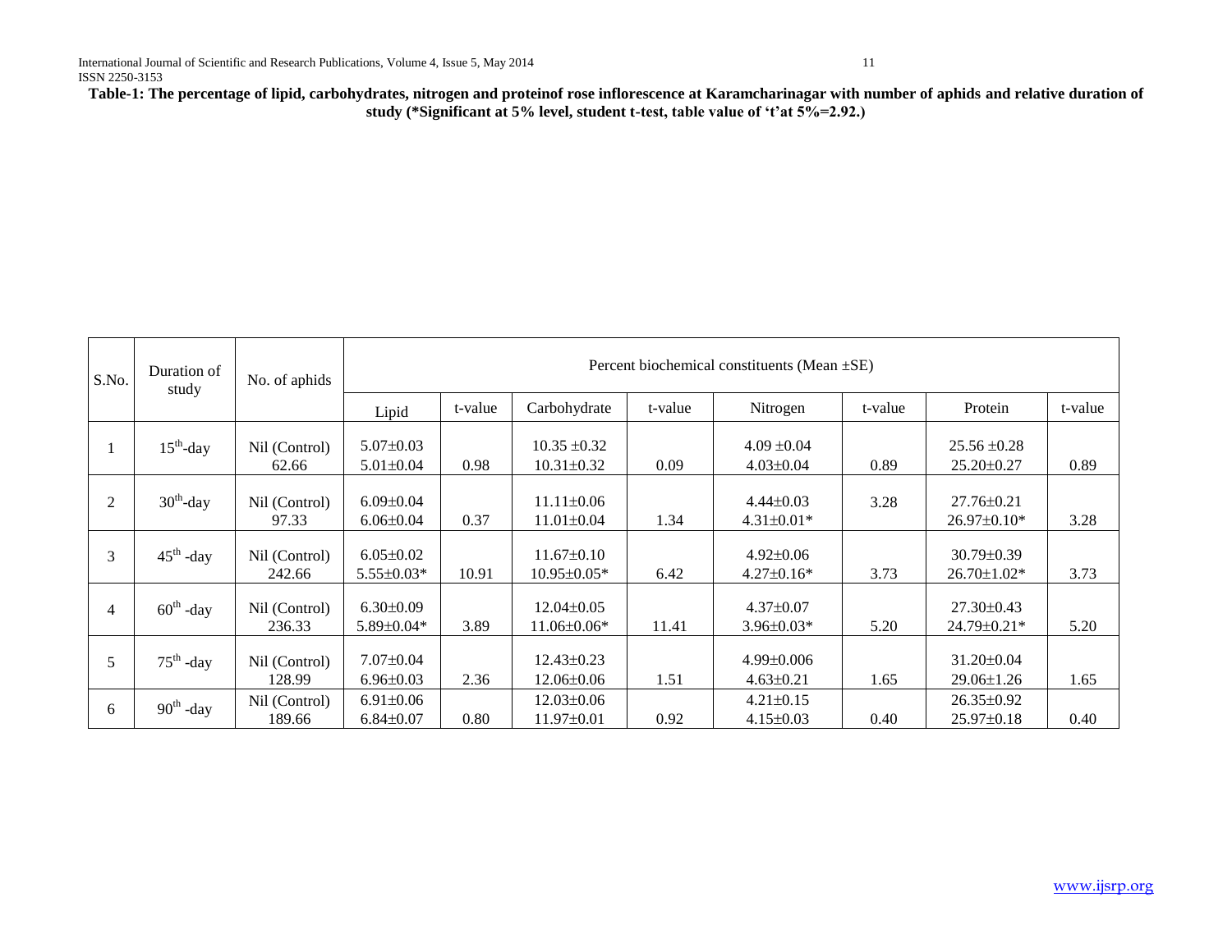**Table-1: The percentage of lipid, carbohydrates, nitrogen and proteinof rose inflorescence at Karamcharinagar with number of aphids and relative duration of study (*Significant at 5% level, student t-test, table value of 't'at 5%=2.92.)**

| S.No. | Duration of study | No. of aphids | Percent biochemical constituents (Mean ±SE) | | | | | | | |
|---|---|---|---|---|---|---|---|---|---|---|
| | | | Lipid | t-value | Carbohydrate | t-value | Nitrogen | t-value | Protein | t-value |
| 1 | $15^{th}$-day | Nil (Control) | 5.07±0.03 | | 10.35 ±0.32 | | 4.09 ±0.04 | | 25.56 ±0.28 | |
| | | 62.66 | 5.01±0.04 | 0.98 | 10.31±0.32 | 0.09 | 4.03±0.04 | 0.89 | 25.20±0.27 | 0.89 |
| 2 | $30^{th}$-day | Nil (Control) | 6.09±0.04 | | 11.11±0.06 | | 4.44±0.03 | 3.28 | 27.76±0.21 | |
| | | 97.33 | 6.06±0.04 | 0.37 | 11.01±0.04 | 1.34 | 4.31±0.01* | | 26.97±0.10* | 3.28 |
| 3 | $45^{th}$ -day | Nil (Control) | 6.05±0.02 | | 11.67±0.10 | | 4.92±0.06 | | 30.79±0.39 | |
| | | 242.66 | 5.55±0.03* | 10.91 | 10.95±0.05* | 6.42 | 4.27±0.16* | 3.73 | 26.70±1.02* | 3.73 |
| 4 | $60^{th}$ -day | Nil (Control) | 6.30±0.09 | | 12.04±0.05 | | 4.37±0.07 | | 27.30±0.43 | |
| | | 236.33 | 5.89±0.04* | 3.89 | 11.06±0.06* | 11.41 | 3.96±0.03* | 5.20 | 24.79±0.21* | 5.20 |
| 5 | $75^{th}$ -day | Nil (Control) | 7.07±0.04 | | 12.43±0.23 | | 4.99±0.006 | | 31.20±0.04 | |
| | | 128.99 | 6.96±0.03 | 2.36 | 12.06±0.06 | 1.51 | 4.63±0.21 | 1.65 | 29.06±1.26 | 1.65 |
| 6 | $90^{th}$ -day | Nil (Control) | 6.91±0.06 | | 12.03±0.06 | | 4.21±0.15 | | 26.35±0.92 | |
| | | 189.66 | 6.84±0.07 | 0.80 | 11.97±0.01 | 0.92 | 4.15±0.03 | 0.40 | 25.97±0.18 | 0.40 |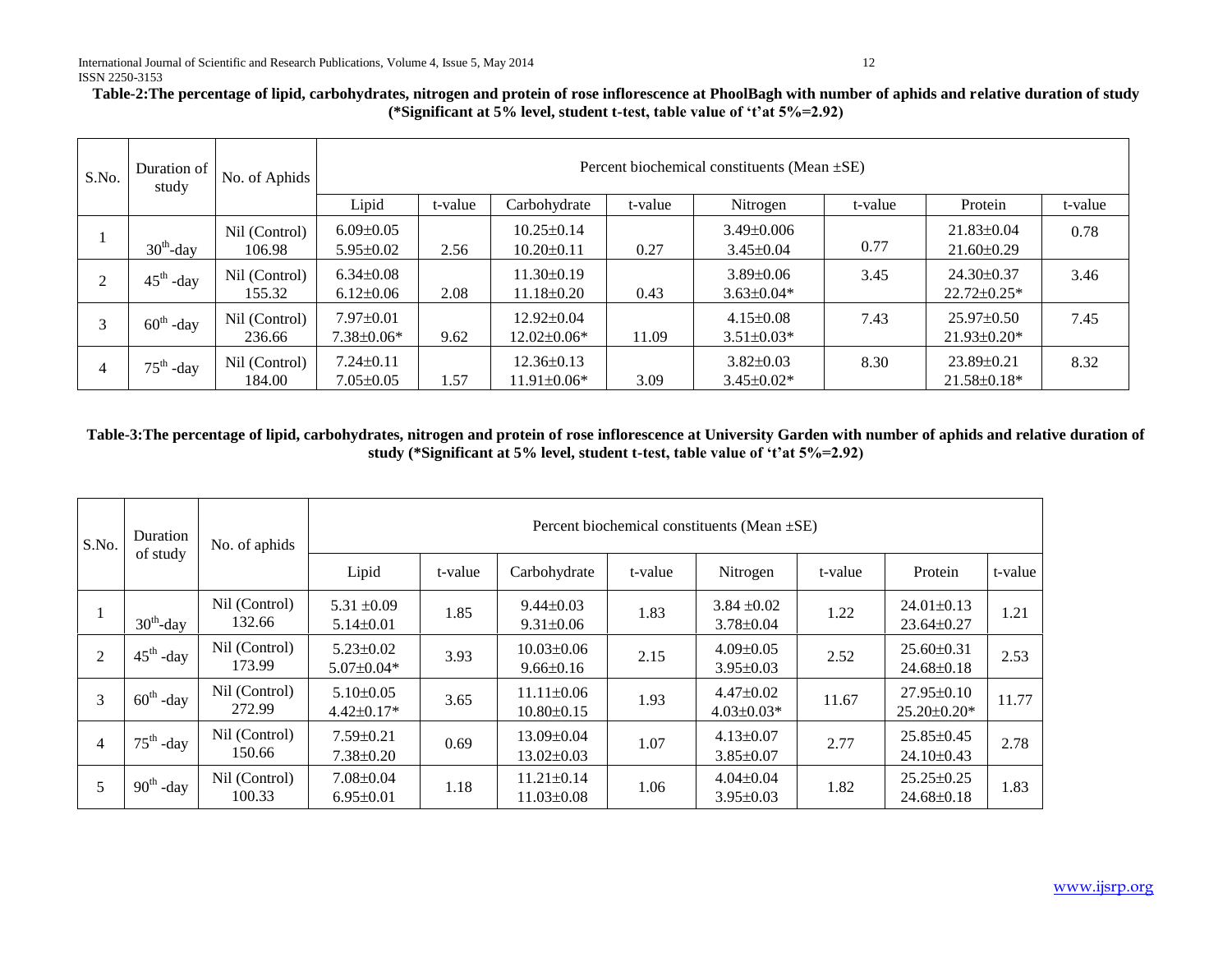**Table-2: The percentage of lipid, carbohydrates, nitrogen and protein of rose inflorescence at PhoolBagh with number of aphids and relative duration of study (*Significant at 5% level, student t-test, table value of 't' at 5%=2.92)**

| S.No. | Duration of study | No. of Aphids | Percent biochemical constituents (Mean ±SE) | | | | | | | |
|---|---|---|---|---|---|---|---|---|---|---|
| | | | Lipid | t-value | Carbohydrate | t-value | Nitrogen | t-value | Protein | t-value |
| 1 | $30^{th}$-day | Nil (Control)<br>106.98 | 6.09±0.05<br>5.95±0.02 | 2.56 | 10.25±0.14<br>10.20±0.11 | 0.27 | 3.49±0.006<br>3.45±0.04 | 0.77 | 21.83±0.04<br>21.60±0.29 | 0.78 |
| 2 | $45^{th}$ -day | Nil (Control)<br>155.32 | 6.34±0.08<br>6.12±0.06 | 2.08 | 11.30±0.19<br>11.18±0.20 | 0.43 | 3.89±0.06<br>3.63±0.04* | 3.45 | 24.30±0.37<br>22.72±0.25* | 3.46 |
| 3 | $60^{th}$ -day | Nil (Control)<br>236.66 | 7.97±0.01<br>7.38±0.06* | 9.62 | 12.92±0.04<br>12.02±0.06* | 11.09 | 4.15±0.08<br>3.51±0.03* | 7.43 | 25.97±0.50<br>21.93±0.20* | 7.45 |
| 4 | $75^{th}$ -day | Nil (Control)<br>184.00 | 7.24±0.11<br>7.05±0.05 | 1.57 | 12.36±0.13<br>11.91±0.06* | 3.09 | 3.82±0.03<br>3.45±0.02* | 8.30 | 23.89±0.21<br>21.58±0.18* | 8.32 |

**Table-3: The percentage of lipid, carbohydrates, nitrogen and protein of rose inflorescence at University Garden with number of aphids and relative duration of study (*Significant at 5% level, student t-test, table value of 't' at 5%=2.92)**

| S.No. | Duration of study | No. of aphids | Percent biochemical constituents (Mean ±SE) | | | | | | | |
|---|---|---|---|---|---|---|---|---|---|---|
| | | | Lipid | t-value | Carbohydrate | t-value | Nitrogen | t-value | Protein | t-value |
| 1 | $30^{th}$-day | Nil (Control)<br>132.66 | 5.31 ±0.09<br>5.14±0.01 | 1.85 | 9.44±0.03<br>9.31±0.06 | 1.83 | 3.84 ±0.02<br>3.78±0.04 | 1.22 | 24.01±0.13<br>23.64±0.27 | 1.21 |
| 2 | $45^{th}$ -day | Nil (Control)<br>173.99 | 5.23±0.02<br>5.07±0.04* | 3.93 | 10.03±0.06<br>9.66±0.16 | 2.15 | 4.09±0.05<br>3.95±0.03 | 2.52 | 25.60±0.31<br>24.68±0.18 | 2.53 |
| 3 | $60^{th}$ -day | Nil (Control)<br>272.99 | 5.10±0.05<br>4.42±0.17* | 3.65 | 11.11±0.06<br>10.80±0.15 | 1.93 | 4.47±0.02<br>4.03±0.03* | 11.67 | 27.95±0.10<br>25.20±0.20* | 11.77 |
| 4 | $75^{th}$ -day | Nil (Control)<br>150.66 | 7.59±0.21<br>7.38±0.20 | 0.69 | 13.09±0.04<br>13.02±0.03 | 1.07 | 4.13±0.07<br>3.85±0.07 | 2.77 | 25.85±0.45<br>24.10±0.43 | 2.78 |
| 5 | $90^{th}$ -day | Nil (Control)<br>100.33 | 7.08±0.04<br>6.95±0.01 | 1.18 | 11.21±0.14<br>11.03±0.08 | 1.06 | 4.04±0.04<br>3.95±0.03 | 1.82 | 25.25±0.25<br>24.68±0.18 | 1.83 |